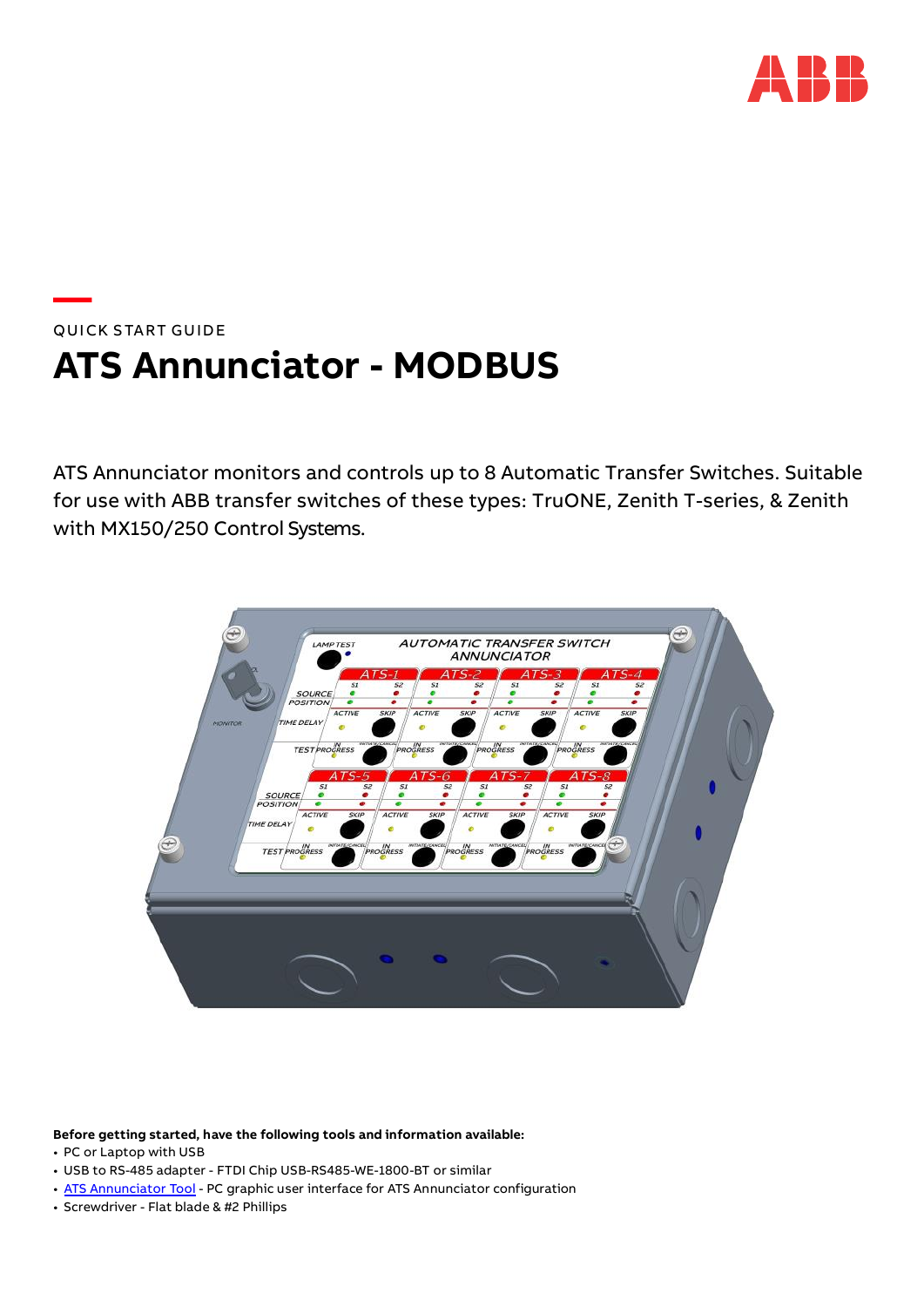QUICK START GUIDE

# ATS Annunciator - MODBUS

ATS Annunciator monitors and controls up to 8 Automatic Transfer Switches. Suitable for use with ABB transfer switches of these types: TruONE, Zenith T-series, & Zenith with MX150/250 Control Systems.

**Before getting started, have the following tools and information available:**

- PC or Laptop with USB
- USB to RS-485 adapter - FTDI Chip USB-RS485-WE-1800-BT or similar
- ATS Annunciator Tool - PC graphic user interface for ATS Annunciator configuration
- Screwdriver - Flat blade & #2 Phillips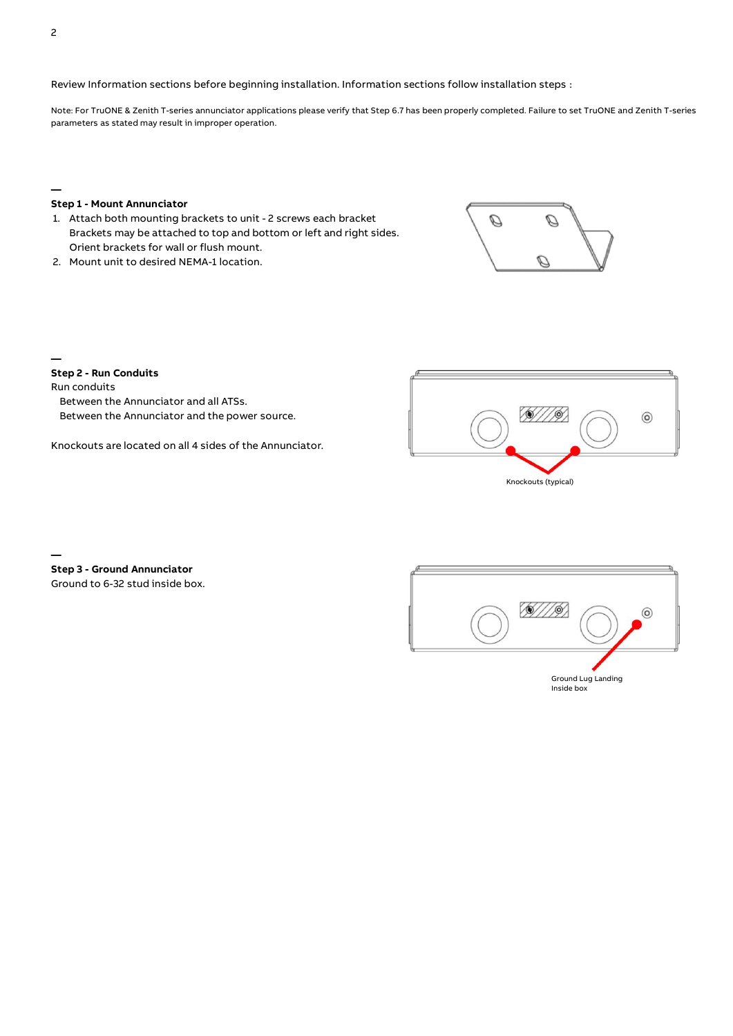Review Information sections before beginning installation. Information sections follow installation steps :

Note: For TruONE & Zenith T-series annunciator applications please verify that Step 6.7 has been properly completed. Failure to set TruONE and Zenith T-series parameters as stated may result in improper operation.

## Step 1 - Mount Annunciator

1. Attach both mounting brackets to unit - 2 screws each bracket
   Brackets may be attached to top and bottom or left and right sides.
   Orient brackets for wall or flush mount.
2. Mount unit to desired NEMA-1 location.

## Step 2 - Run Conduits

Run conduits

Between the Annunciator and all ATSs.
Between the Annunciator and the power source.

Knockouts are located on all 4 sides of the Annunciator.

Knockouts (typical)

## Step 3 - Ground Annunciator

Ground to 6-32 stud inside box.

Ground Lug Landing
Inside box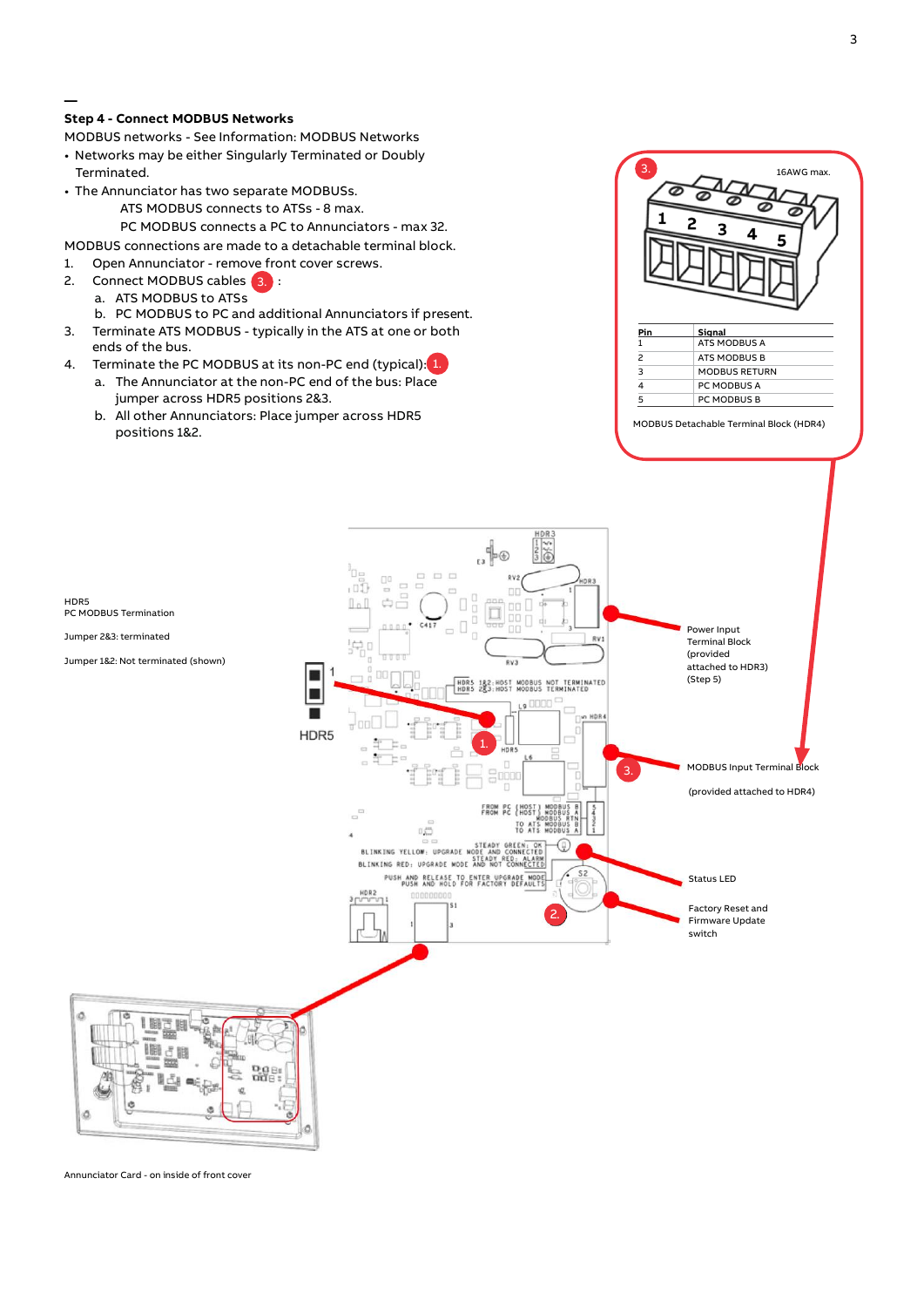## Step 4 - Connect MODBUS Networks

MODBUS networks - See Information: MODBUS Networks

- Networks may be either Singularly Terminated or Doubly Terminated.
- The Annunciator has two separate MODBUSs.

    ATS MODBUS connects to ATSs - 8 max.

    PC MODBUS connects a PC to Annunciators - max 32.

MODBUS connections are made to a detachable terminal block.

1. Open Annunciator - remove front cover screws.
2. Connect MODBUS cables 3. :
    a. ATS MODBUS to ATSs
    b. PC MODBUS to PC and additional Annunciators if present.
3. Terminate ATS MODBUS - typically in the ATS at one or both ends of the bus.
4. Terminate the PC MODBUS at its non-PC end (typical): 1.
    a. The Annunciator at the non-PC end of the bus: Place jumper across HDR5 positions 2&3.
    b. All other Annunciators: Place jumper across HDR5 positions 1&2.

3. 16AWG max.

| Pin | Signal |
|---|---|
| 1 | ATS MODBUS A |
| 2 | ATS MODBUS B |
| 3 | MODBUS RETURN |
| 4 | PC MODBUS A |
| 5 | PC MODBUS B |

MODBUS Detachable Terminal Block (HDR4)

HDR5
PC MODBUS Termination

Jumper 2&3: terminated

Jumper 1&2: Not terminated (shown)

Power Input Terminal Block (provided attached to HDR3) (Step 5)

MODBUS Input Terminal Block (provided attached to HDR4)

Status LED

Factory Reset and Firmware Update switch

Annunciator Card - on inside of front cover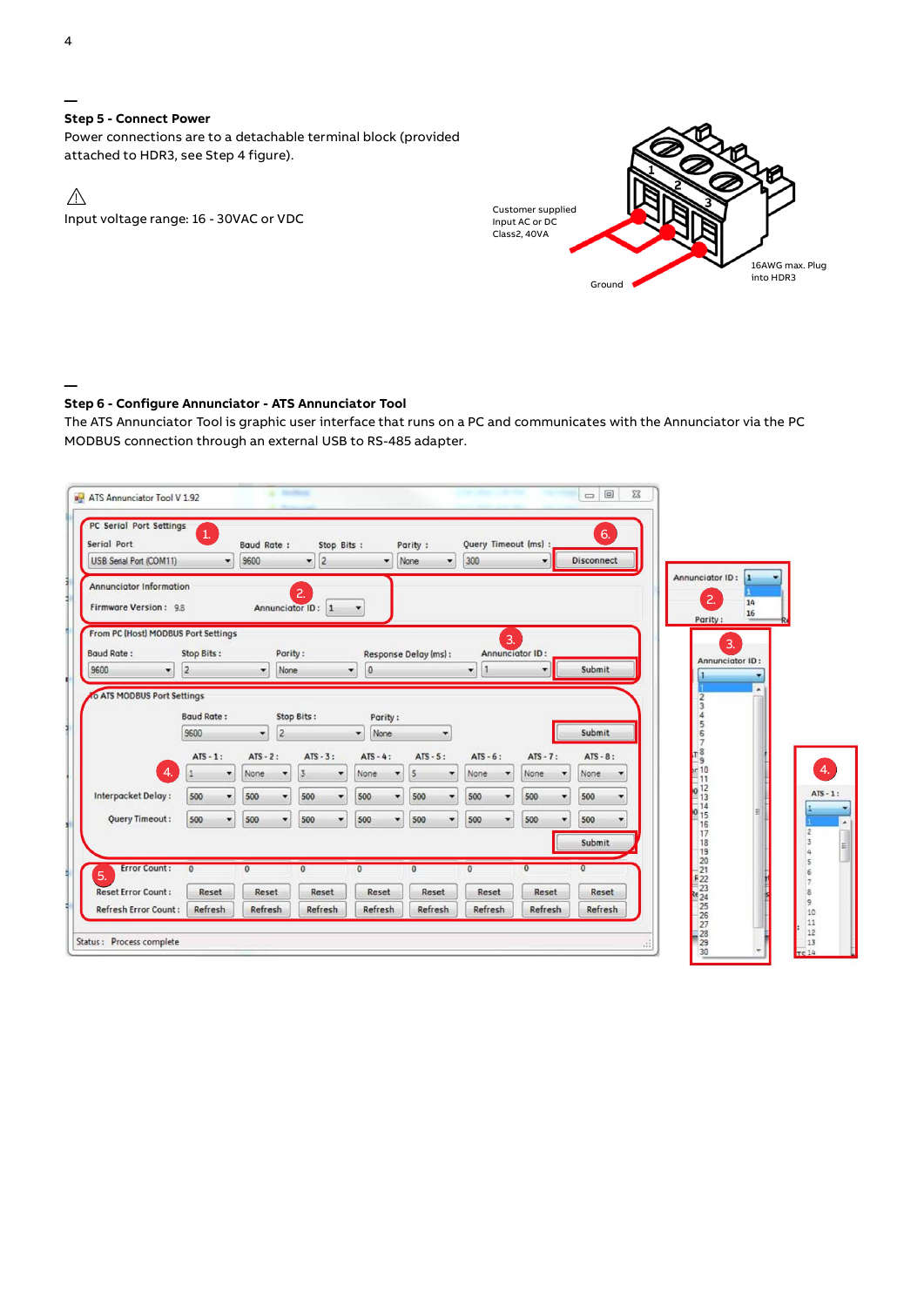## Step 5 - Connect Power

Power connections are to a detachable terminal block (provided attached to HDR3, see Step 4 figure).

⚠

Input voltage range: 16 - 30VAC or VDC

Customer supplied Input AC or DC Class2, 40VA

Ground

16AWG max. Plug into HDR3

## Step 6 - Configure Annunciator - ATS Annunciator Tool

The ATS Annunciator Tool is graphic user interface that runs on a PC and communicates with the Annunciator via the PC MODBUS connection through an external USB to RS-485 adapter.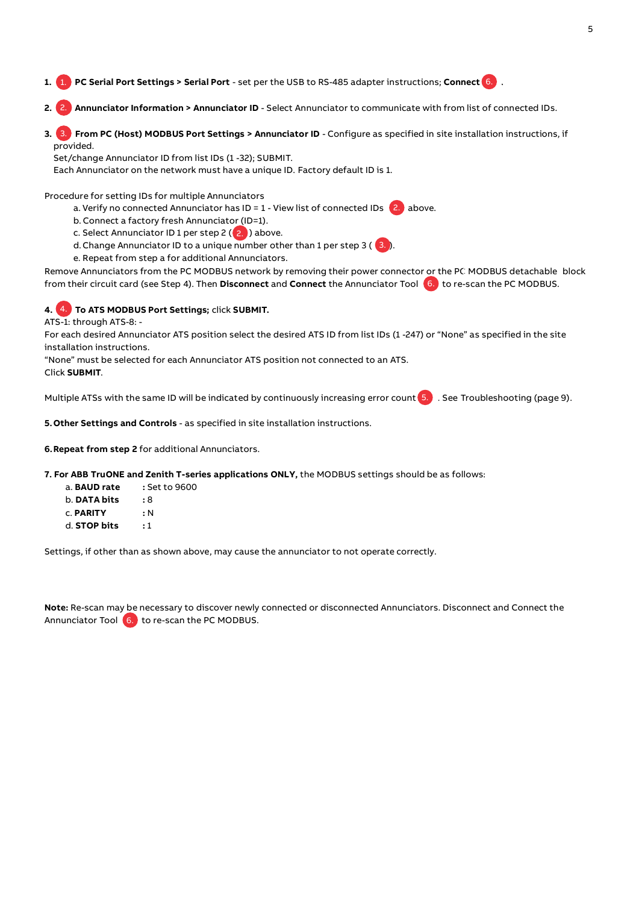1. (1.) **PC Serial Port Settings > Serial Port** - set per the USB to RS-485 adapter instructions; **Connect** (6.) .

2. (2.) **Annunciator Information > Annunciator ID** - Select Annunciator to communicate with from list of connected IDs.

3. (3.) **From PC (Host) MODBUS Port Settings > Annunciator ID** - Configure as specified in site installation instructions, if provided.
   Set/change Annunciator ID from list IDs (1 -32); SUBMIT.
   Each Annunciator on the network must have a unique ID. Factory default ID is 1.

Procedure for setting IDs for multiple Annunciators

a. Verify no connected Annunciator has ID = 1 - View list of connected IDs (2.) above.
b. Connect a factory fresh Annunciator (ID=1).
c. Select Annunciator ID 1 per step 2 ((2.)) above.
d. Change Annunciator ID to a unique number other than 1 per step 3 ((3.)).
e. Repeat from step a for additional Annunciators.

Remove Annunciators from the PC MODBUS network by removing their power connector or the PC MODBUS detachable block from their circuit card (see Step 4). Then **Disconnect** and **Connect** the Annunciator Tool (6.) to re-scan the PC MODBUS.

4. (4.) **To ATS MODBUS Port Settings;** click **SUBMIT.**

ATS-1: through ATS-8: -
For each desired Annunciator ATS position select the desired ATS ID from list IDs (1 -247) or "None" as specified in the site installation instructions.
"None" must be selected for each Annunciator ATS position not connected to an ATS.
Click **SUBMIT**.

Multiple ATSs with the same ID will be indicated by continuously increasing error count (5.) . See Troubleshooting (page 9).

5. **Other Settings and Controls** - as specified in site installation instructions.

6. **Repeat from step 2** for additional Annunciators.

7. **For ABB TruONE and Zenith T-series applications ONLY,** the MODBUS settings should be as follows:
   a. **BAUD rate** : Set to 9600
   b. **DATA bits** : 8
   c. **PARITY** : N
   d. **STOP bits** : 1

Settings, if other than as shown above, may cause the annunciator to not operate correctly.

**Note:** Re-scan may be necessary to discover newly connected or disconnected Annunciators. Disconnect and Connect the Annunciator Tool (6.) to re-scan the PC MODBUS.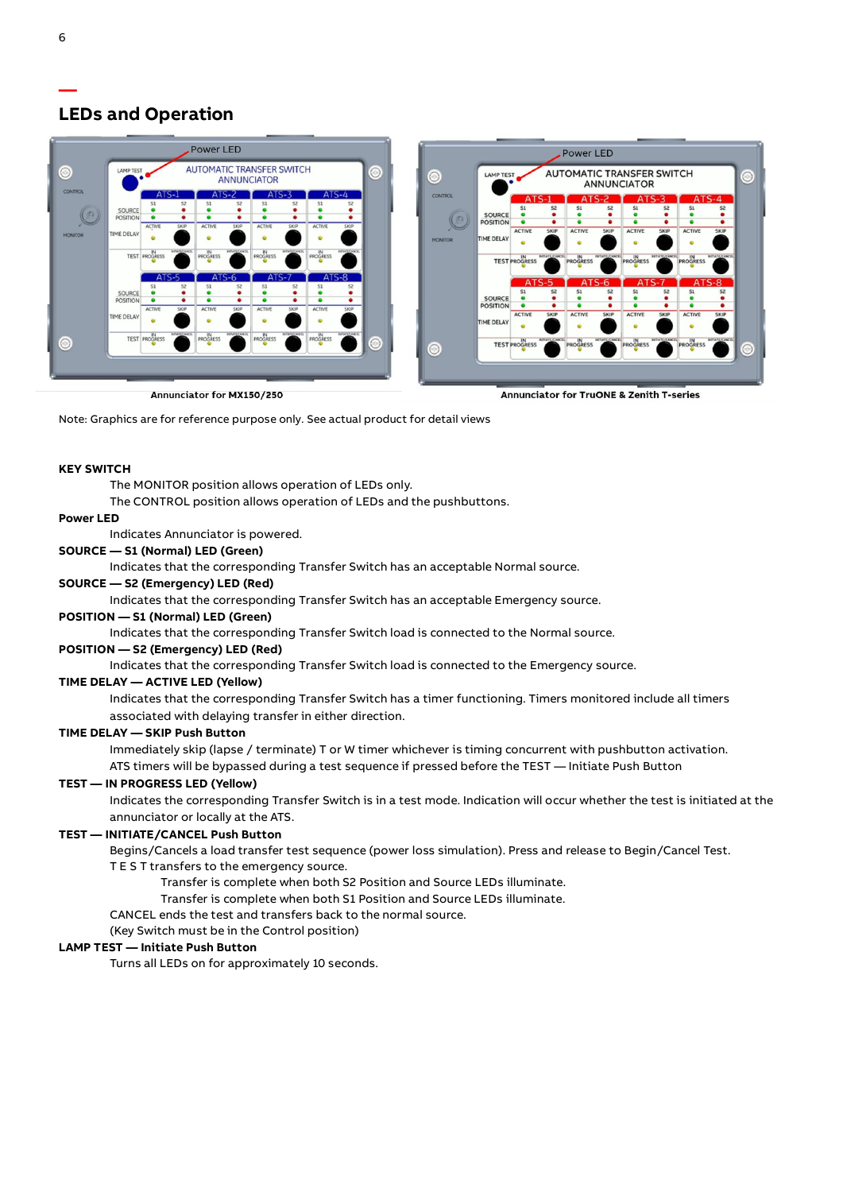## LEDs and Operation

Annunciator for MX150/250

Annunciator for TruONE & Zenith T-series

Note: Graphics are for reference purpose only. See actual product for detail views

**KEY SWITCH**

The MONITOR position allows operation of LEDs only.
The CONTROL position allows operation of LEDs and the pushbuttons.

**Power LED**

Indicates Annunciator is powered.

**SOURCE — S1 (Normal) LED (Green)**

Indicates that the corresponding Transfer Switch has an acceptable Normal source.

**SOURCE — S2 (Emergency) LED (Red)**

Indicates that the corresponding Transfer Switch has an acceptable Emergency source.

**POSITION — S1 (Normal) LED (Green)**

Indicates that the corresponding Transfer Switch load is connected to the Normal source.

**POSITION — S2 (Emergency) LED (Red)**

Indicates that the corresponding Transfer Switch load is connected to the Emergency source.

**TIME DELAY — ACTIVE LED (Yellow)**

Indicates that the corresponding Transfer Switch has a timer functioning. Timers monitored include all timers associated with delaying transfer in either direction.

**TIME DELAY — SKIP Push Button**

Immediately skip (lapse / terminate) T or W timer whichever is timing concurrent with pushbutton activation. ATS timers will be bypassed during a test sequence if pressed before the TEST — Initiate Push Button

**TEST — IN PROGRESS LED (Yellow)**

Indicates the corresponding Transfer Switch is in a test mode. Indication will occur whether the test is initiated at the annunciator or locally at the ATS.

**TEST — INITIATE/CANCEL Push Button**

Begins/Cancels a load transfer test sequence (power loss simulation). Press and release to Begin/Cancel Test.
T E S T transfers to the emergency source.

Transfer is complete when both S2 Position and Source LEDs illuminate.
Transfer is complete when both S1 Position and Source LEDs illuminate.

CANCEL ends the test and transfers back to the normal source.
(Key Switch must be in the Control position)

**LAMP TEST — Initiate Push Button**

Turns all LEDs on for approximately 10 seconds.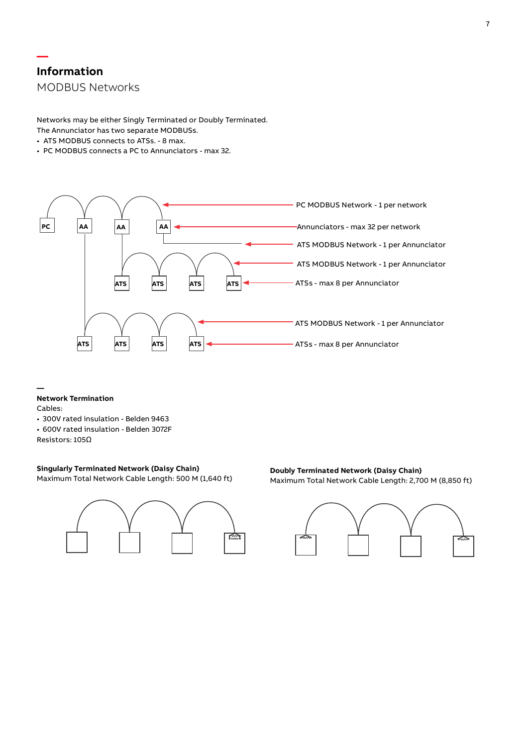# Information

## MODBUS Networks

Networks may be either Singly Terminated or Doubly Terminated.
The Annunciator has two separate MODBUSs.

- ATS MODBUS connects to ATSs. - 8 max.
- PC MODBUS connects a PC to Annunciators - max 32.

PC MODBUS Network - 1 per network

Annunciators - max 32 per network

ATS MODBUS Network - 1 per Annunciator

ATS MODBUS Network - 1 per Annunciator

ATSs - max 8 per Annunciator

ATS MODBUS Network - 1 per Annunciator

ATSs - max 8 per Annunciator

### Network Termination

Cables:

- 300V rated insulation - Belden 9463
- 600V rated insulation - Belden 3072F

Resistors: 105Ω

**Singularly Terminated Network (Daisy Chain)**
Maximum Total Network Cable Length: 500 M (1,640 ft)

**Doubly Terminated Network (Daisy Chain)**
Maximum Total Network Cable Length: 2,700 M (8,850 ft)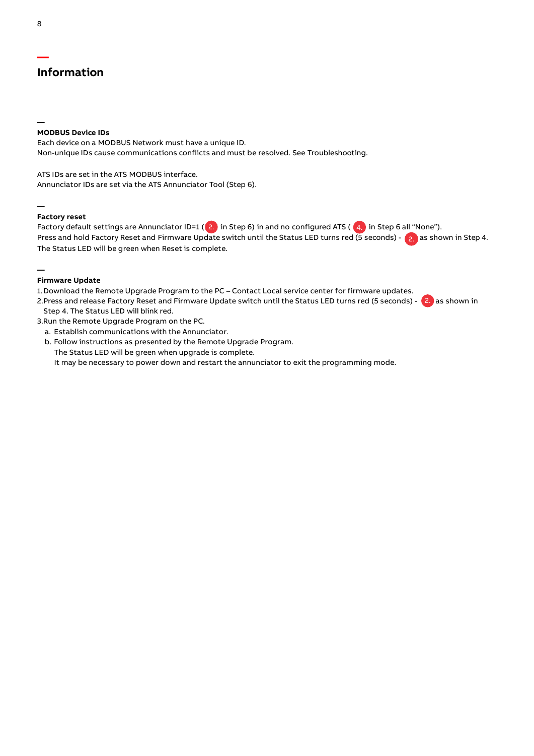# Information

## MODBUS Device IDs

Each device on a MODBUS Network must have a unique ID.
Non-unique IDs cause communications conflicts and must be resolved. See Troubleshooting.

ATS IDs are set in the ATS MODBUS interface.
Annunciator IDs are set via the ATS Annunciator Tool (Step 6).

## Factory reset

Factory default settings are Annunciator ID=1 (2. in Step 6) in and no configured ATS ( 4. in Step 6 all “None”).
Press and hold Factory Reset and Firmware Update switch until the Status LED turns red (5 seconds) - 2. as shown in Step 4.
The Status LED will be green when Reset is complete.

## Firmware Update

1. Download the Remote Upgrade Program to the PC – Contact Local service center for firmware updates.
2. Press and release Factory Reset and Firmware Update switch until the Status LED turns red (5 seconds) - 2. as shown in Step 4. The Status LED will blink red.
3. Run the Remote Upgrade Program on the PC.
   a. Establish communications with the Annunciator.
   b. Follow instructions as presented by the Remote Upgrade Program.
      The Status LED will be green when upgrade is complete.
      It may be necessary to power down and restart the annunciator to exit the programming mode.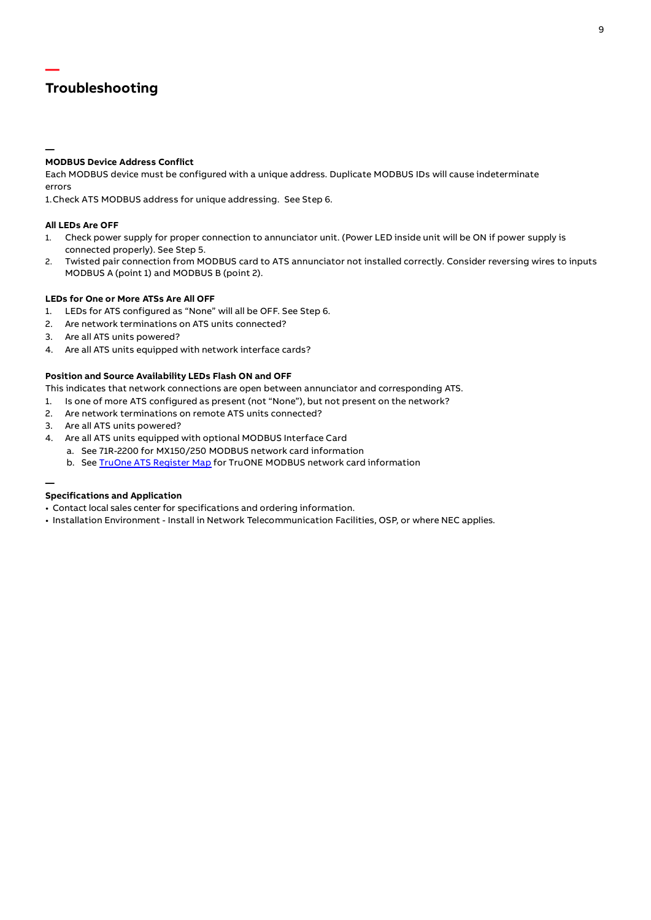# Troubleshooting

### MODBUS Device Address Conflict

Each MODBUS device must be configured with a unique address. Duplicate MODBUS IDs will cause indeterminate errors

1. Check ATS MODBUS address for unique addressing. See Step 6.

### All LEDs Are OFF

1. Check power supply for proper connection to annunciator unit. (Power LED inside unit will be ON if power supply is connected properly). See Step 5.
2. Twisted pair connection from MODBUS card to ATS annunciator not installed correctly. Consider reversing wires to inputs MODBUS A (point 1) and MODBUS B (point 2).

### LEDs for One or More ATSs Are All OFF

1. LEDs for ATS configured as “None” will all be OFF. See Step 6.
2. Are network terminations on ATS units connected?
3. Are all ATS units powered?
4. Are all ATS units equipped with network interface cards?

### Position and Source Availability LEDs Flash ON and OFF

This indicates that network connections are open between annunciator and corresponding ATS.

1. Is one of more ATS configured as present (not “None”), but not present on the network?
2. Are network terminations on remote ATS units connected?
3. Are all ATS units powered?
4. Are all ATS units equipped with optional MODBUS Interface Card
   a. See 71R-2200 for MX150/250 MODBUS network card information
   b. See TruOne ATS Register Map for TruONE MODBUS network card information

## Specifications and Application

- Contact local sales center for specifications and ordering information.
- Installation Environment - Install in Network Telecommunication Facilities, OSP, or where NEC applies.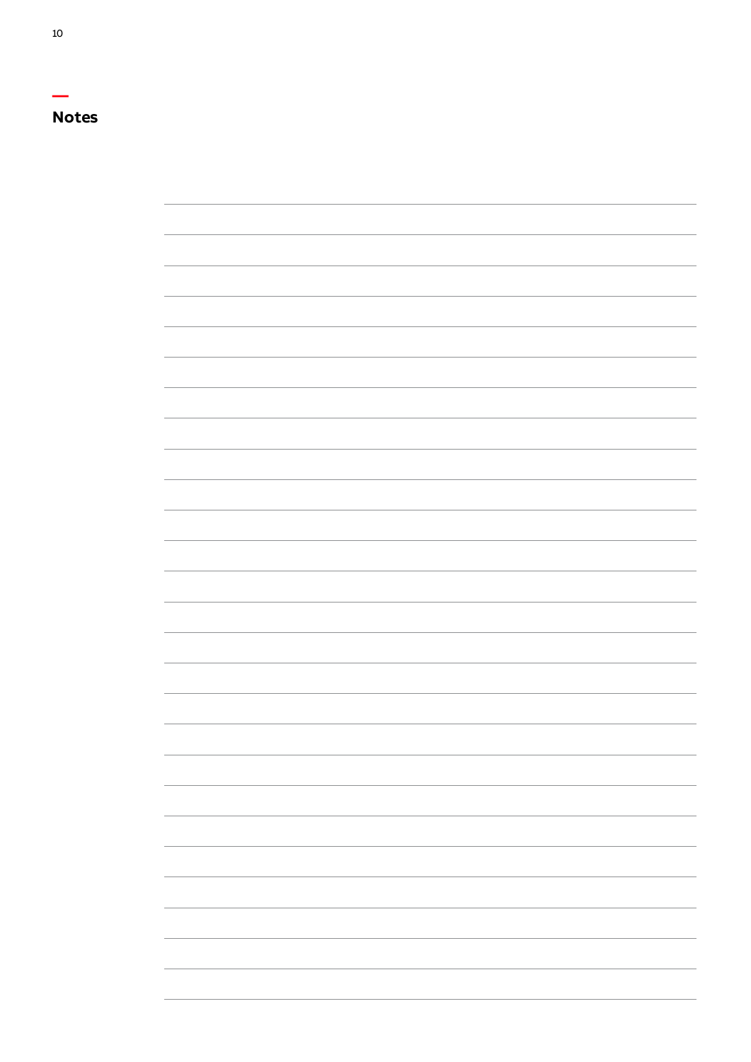## Notes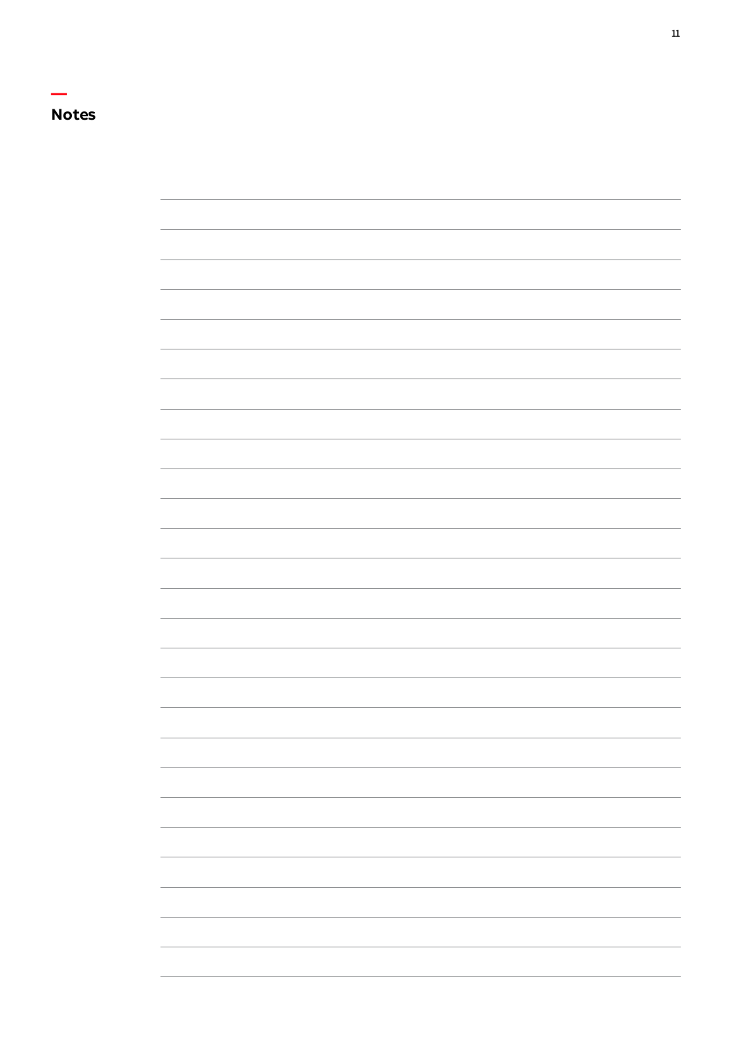## Notes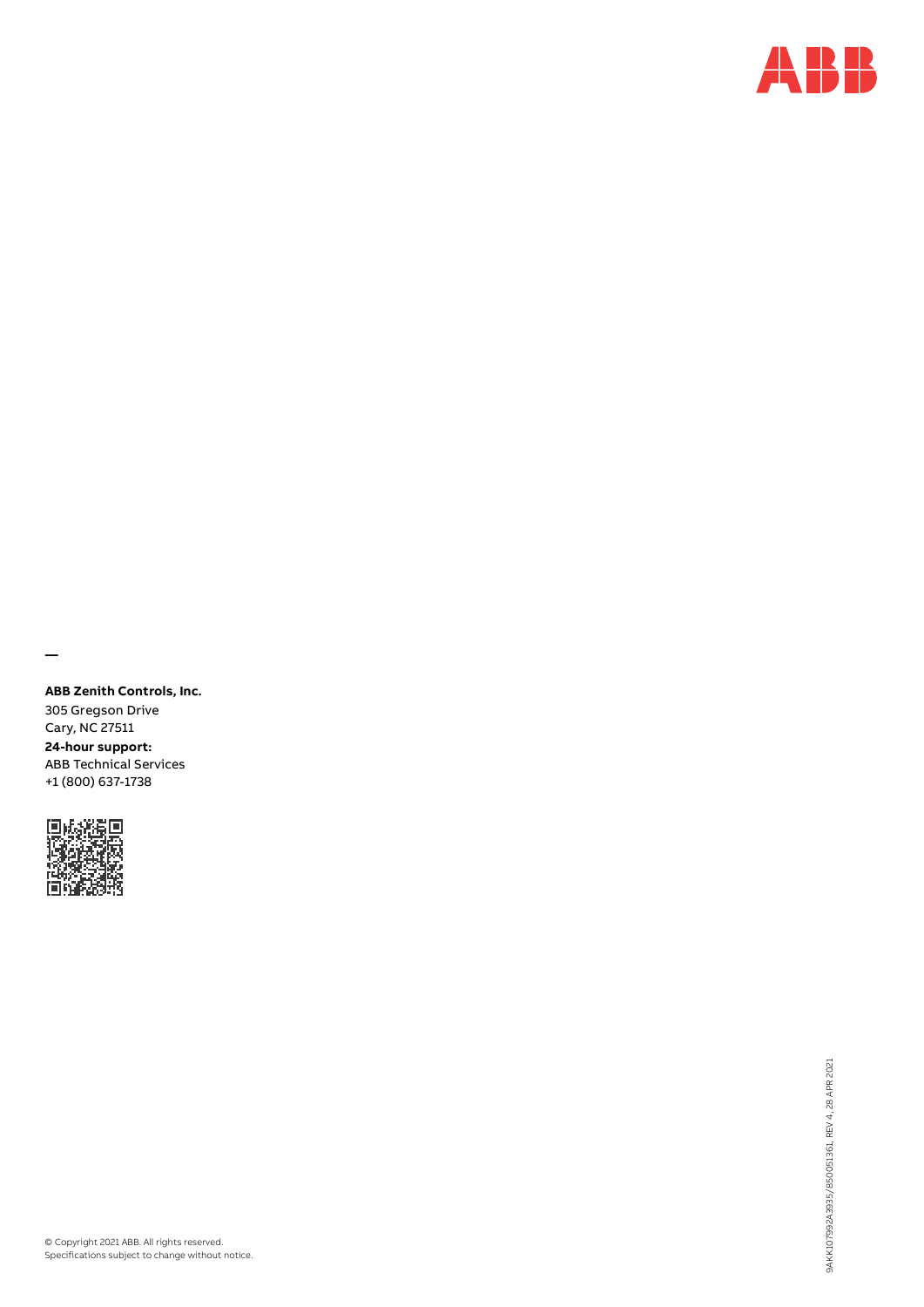—

**ABB Zenith Controls, Inc.**
305 Gregson Drive
Cary, NC 27511

**24-hour support:**
ABB Technical Services
+1 (800) 637-1738

© Copyright 2021 ABB. All rights reserved.
Specifications subject to change without notice.

9AKK107992A3935/850051361, REV 4, 28 APR 2021